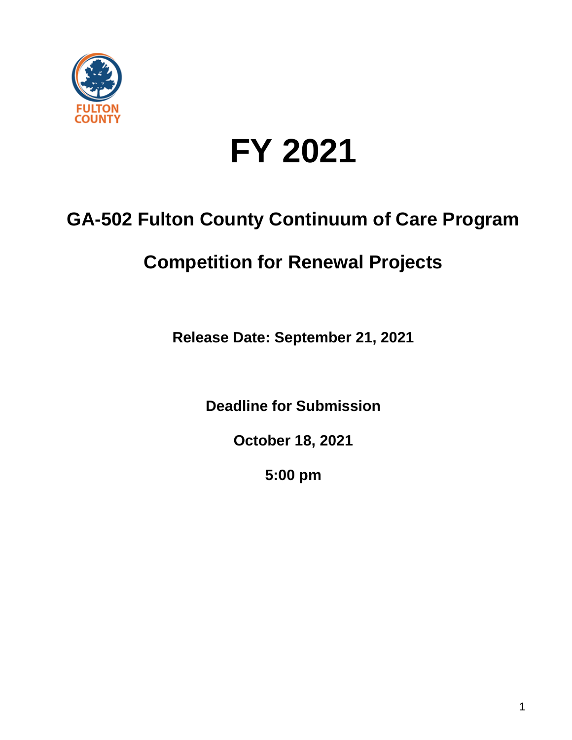# FY 2021

## GA-502 Fulton County Continuum of Care Program

## Competition for Renewal Projects

**Release Date: September 21, 2021**

**Deadline for Submission**

**October 18, 2021**

**5:00 pm**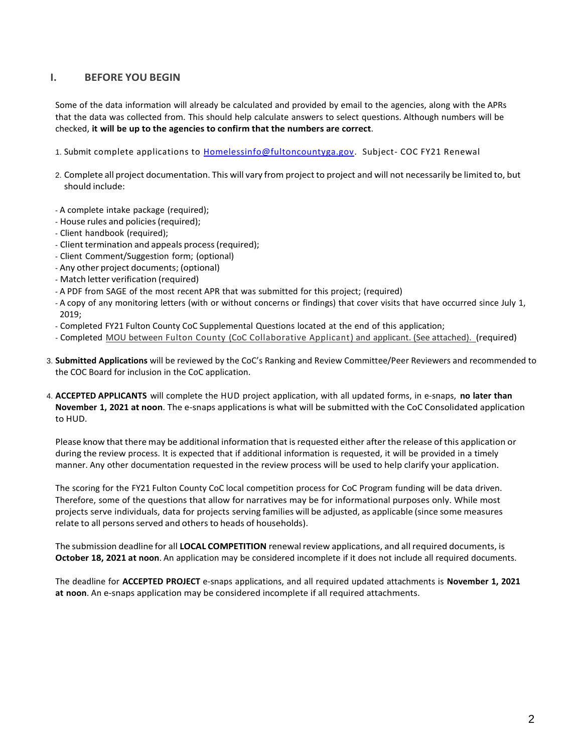## I. BEFORE YOU BEGIN

Some of the data information will already be calculated and provided by email to the agencies, along with the APRs that the data was collected from. This should help calculate answers to select questions. Although numbers will be checked, **it will be up to the agencies to confirm that the numbers are correct**.

1. Submit complete applications to Homelessinfo@fultoncountyga.gov. Subject- COC FY21 Renewal

2. Complete all project documentation. This will vary from project to project and will not necessarily be limited to, but should include:

- A complete intake package (required);
- House rules and policies (required);
- Client handbook (required);
- Client termination and appeals process (required);
- Client Comment/Suggestion form; (optional)
- Any other project documents; (optional)
- Match letter verification (required)
- A PDF from SAGE of the most recent APR that was submitted for this project; (required)
- A copy of any monitoring letters (with or without concerns or findings) that cover visits that have occurred since July 1, 2019;
- Completed FY21 Fulton County CoC Supplemental Questions located at the end of this application;
- Completed MOU between Fulton County (CoC Collaborative Applicant) and applicant. (See attached). (required)

3. **Submitted Applications** will be reviewed by the CoC's Ranking and Review Committee/Peer Reviewers and recommended to the COC Board for inclusion in the CoC application.

4. **ACCEPTED APPLICANTS** will complete the HUD project application, with all updated forms, in e-snaps, **no later than November 1, 2021 at noon**. The e-snaps applications is what will be submitted with the CoC Consolidated application to HUD.

Please know that there may be additional information that is requested either after the release of this application or during the review process. It is expected that if additional information is requested, it will be provided in a timely manner. Any other documentation requested in the review process will be used to help clarify your application.

The scoring for the FY21 Fulton County CoC local competition process for CoC Program funding will be data driven. Therefore, some of the questions that allow for narratives may be for informational purposes only. While most projects serve individuals, data for projects serving families will be adjusted, as applicable (since some measures relate to all persons served and others to heads of households).

The submission deadline for all **LOCAL COMPETITION** renewal review applications, and all required documents, is **October 18, 2021 at noon**. An application may be considered incomplete if it does not include all required documents.

The deadline for **ACCEPTED PROJECT** e-snaps applications, and all required updated attachments is **November 1, 2021 at noon**. An e-snaps application may be considered incomplete if all required attachments.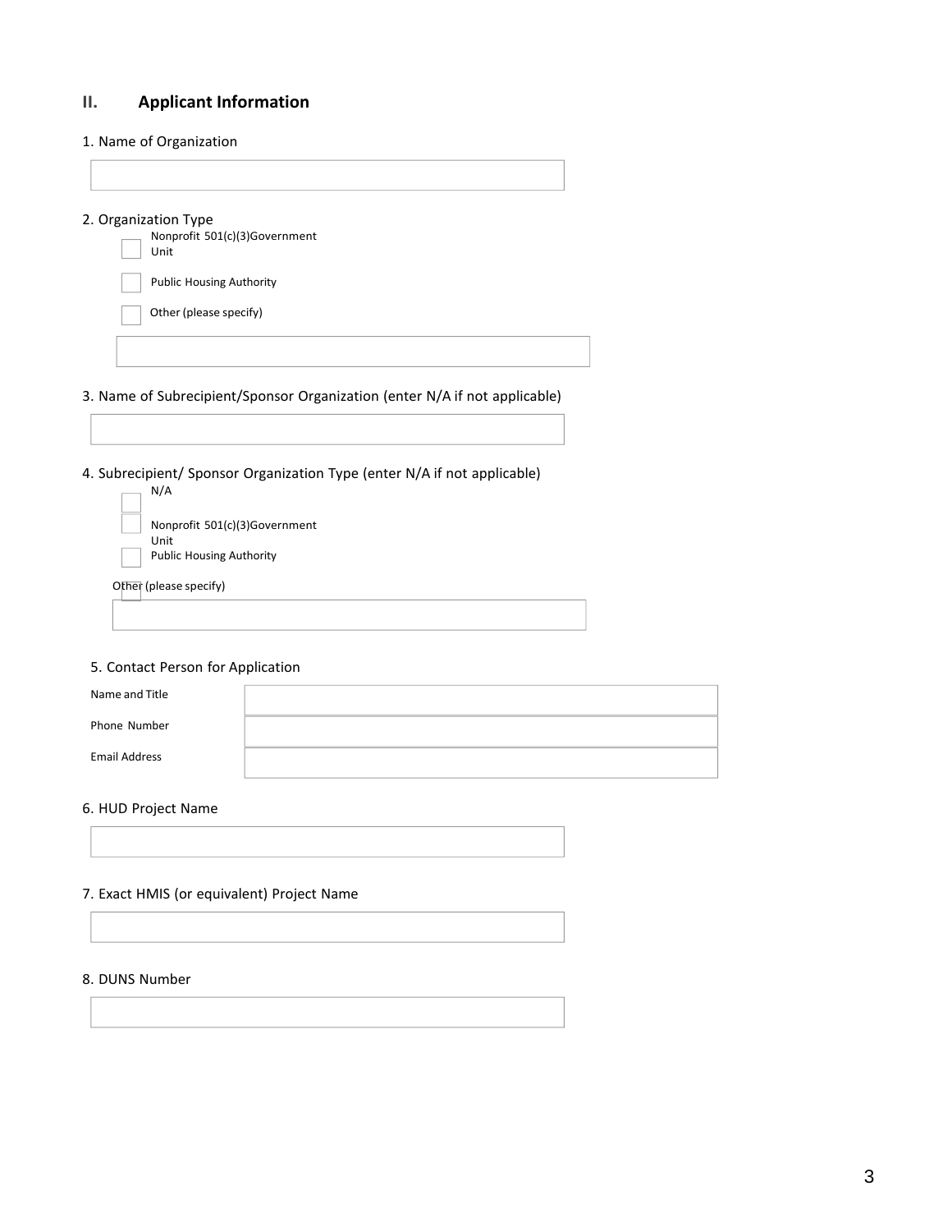## II. Applicant Information

1. Name of Organization

2. Organization Type

- ☐ Nonprofit 501(c)(3)Government Unit
- ☐ Public Housing Authority
- ☐ Other (please specify)

3. Name of Subrecipient/Sponsor Organization (enter N/A if not applicable)

4. Subrecipient/ Sponsor Organization Type (enter N/A if not applicable)

- ☐ N/A
- ☐ Nonprofit 501(c)(3)Government Unit
- ☐ Public Housing Authority
- ☐ Other (please specify)

5. Contact Person for Application

| Name and Title | |
|---|---|
| Phone Number | |
| Email Address | |

6. HUD Project Name

7. Exact HMIS (or equivalent) Project Name

8. DUNS Number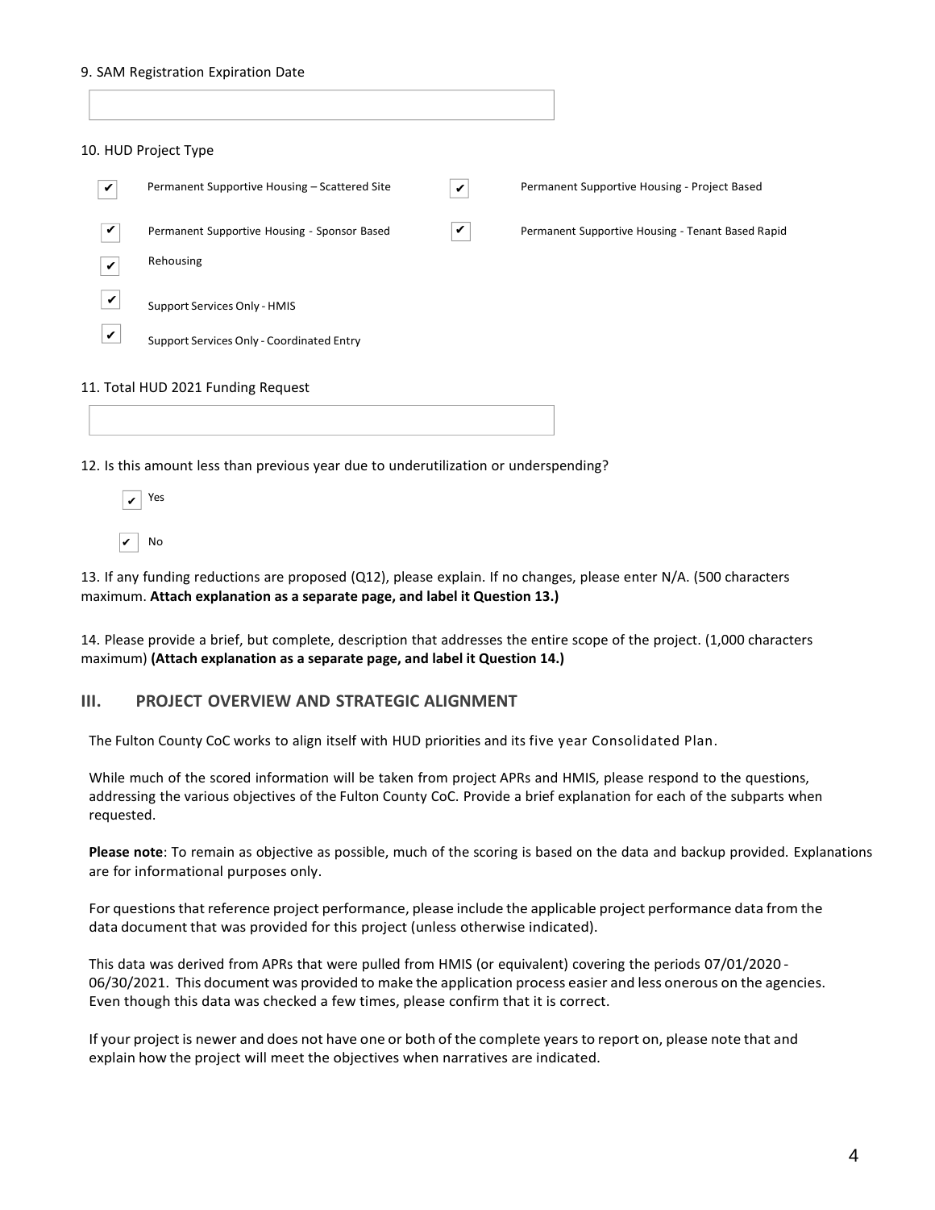9. SAM Registration Expiration Date

10. HUD Project Type

- [x] Permanent Supportive Housing – Scattered Site
- [x] Permanent Supportive Housing - Project Based
- [x] Permanent Supportive Housing - Sponsor Based
- [x] Permanent Supportive Housing - Tenant Based Rapid Rehousing
- [x] Support Services Only - HMIS
- [x] Support Services Only - Coordinated Entry

11. Total HUD 2021 Funding Request

12. Is this amount less than previous year due to underutilization or underspending?

- [x] Yes
- [x] No

13. If any funding reductions are proposed (Q12), please explain. If no changes, please enter N/A. (500 characters maximum. **Attach explanation as a separate page, and label it Question 13.)**

14. Please provide a brief, but complete, description that addresses the entire scope of the project. (1,000 characters maximum) **(Attach explanation as a separate page, and label it Question 14.)**

## III. PROJECT OVERVIEW AND STRATEGIC ALIGNMENT

The Fulton County CoC works to align itself with HUD priorities and its five year Consolidated Plan.

While much of the scored information will be taken from project APRs and HMIS, please respond to the questions, addressing the various objectives of the Fulton County CoC. Provide a brief explanation for each of the subparts when requested.

**Please note**: To remain as objective as possible, much of the scoring is based on the data and backup provided. Explanations are for informational purposes only.

For questions that reference project performance, please include the applicable project performance data from the data document that was provided for this project (unless otherwise indicated).

This data was derived from APRs that were pulled from HMIS (or equivalent) covering the periods 07/01/2020 - 06/30/2021. This document was provided to make the application process easier and less onerous on the agencies. Even though this data was checked a few times, please confirm that it is correct.

If your project is newer and does not have one or both of the complete years to report on, please note that and explain how the project will meet the objectives when narratives are indicated.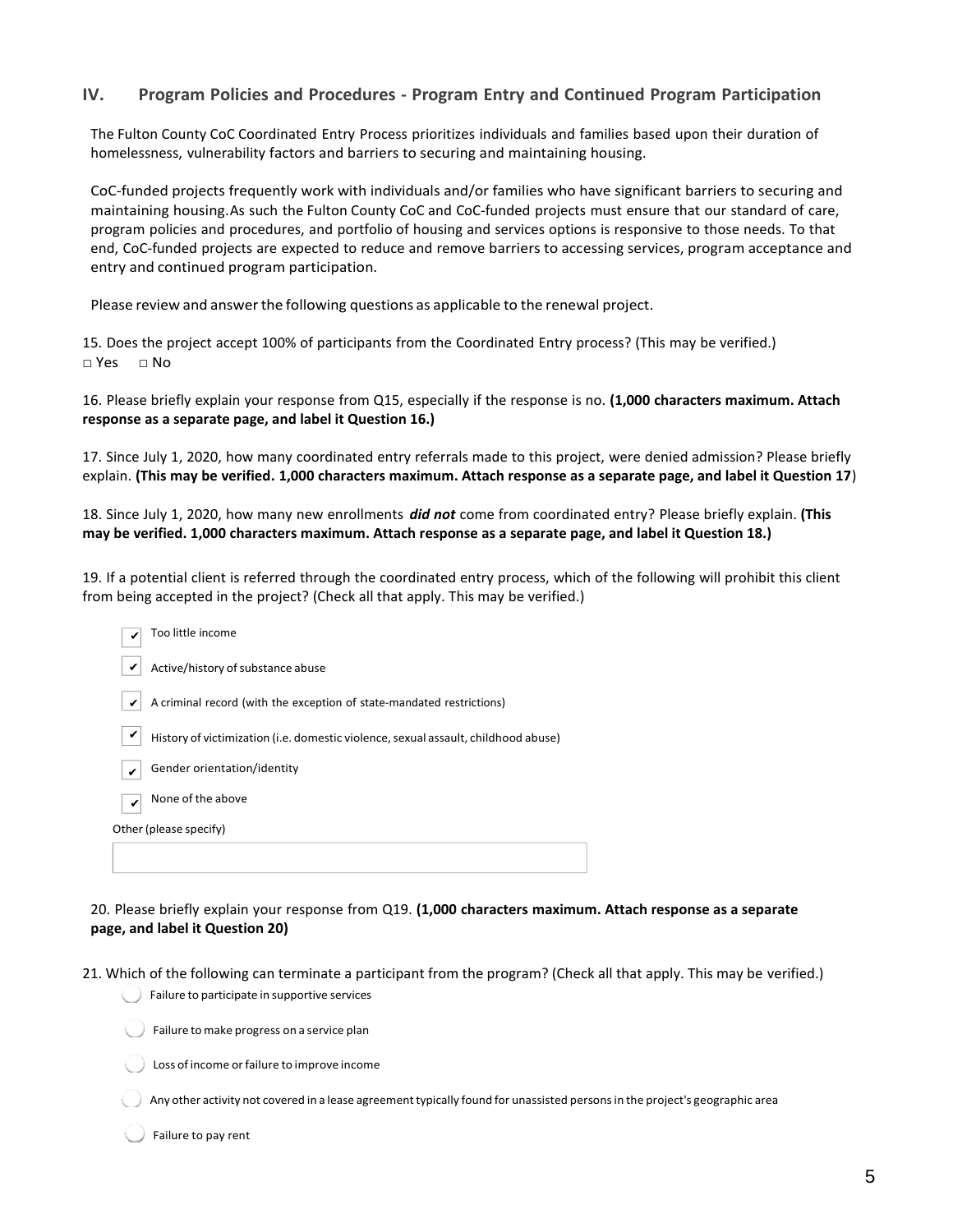## IV. Program Policies and Procedures - Program Entry and Continued Program Participation

The Fulton County CoC Coordinated Entry Process prioritizes individuals and families based upon their duration of homelessness, vulnerability factors and barriers to securing and maintaining housing.

CoC-funded projects frequently work with individuals and/or families who have significant barriers to securing and maintaining housing.As such the Fulton County CoC and CoC-funded projects must ensure that our standard of care, program policies and procedures, and portfolio of housing and services options is responsive to those needs. To that end, CoC-funded projects are expected to reduce and remove barriers to accessing services, program acceptance and entry and continued program participation.

Please review and answer the following questions as applicable to the renewal project.

15. Does the project accept 100% of participants from the Coordinated Entry process? (This may be verified.)
□ Yes □ No

16. Please briefly explain your response from Q15, especially if the response is no. **(1,000 characters maximum. Attach response as a separate page, and label it Question 16.)**

17. Since July 1, 2020, how many coordinated entry referrals made to this project, were denied admission? Please briefly explain. **(This may be verified. 1,000 characters maximum. Attach response as a separate page, and label it Question 17)**

18. Since July 1, 2020, how many new enrollments ***did not*** come from coordinated entry? Please briefly explain. **(This may be verified. 1,000 characters maximum. Attach response as a separate page, and label it Question 18.)**

19. If a potential client is referred through the coordinated entry process, which of the following will prohibit this client from being accepted in the project? (Check all that apply. This may be verified.)

- ☑ Too little income
- ☑ Active/history of substance abuse
- ☑ A criminal record (with the exception of state-mandated restrictions)
- ☑ History of victimization (i.e. domestic violence, sexual assault, childhood abuse)
- ☑ Gender orientation/identity
- ☑ None of the above

Other (please specify)

20. Please briefly explain your response from Q19. **(1,000 characters maximum. Attach response as a separate page, and label it Question 20)**

21. Which of the following can terminate a participant from the program? (Check all that apply. This may be verified.)

- ○ Failure to participate in supportive services
- ○ Failure to make progress on a service plan
- ○ Loss of income or failure to improve income
- ○ Any other activity not covered in a lease agreement typically found for unassisted persons in the project's geographic area
- ○ Failure to pay rent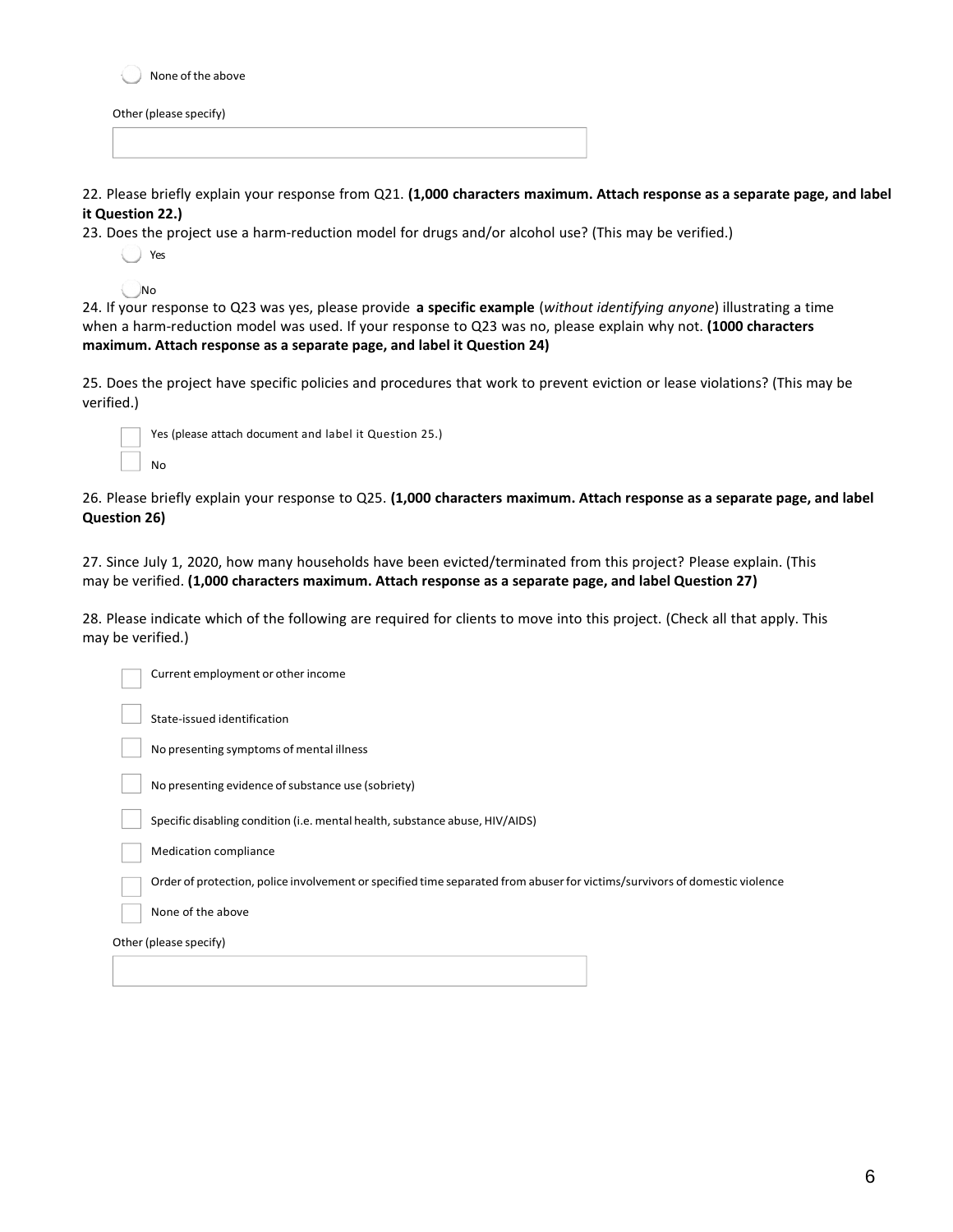- [ ] None of the above

Other (please specify)

\_\_\_\_\_\_\_\_\_\_\_\_\_\_\_\_\_\_\_\_\_\_\_\_\_\_\_\_\_\_\_\_\_\_\_\_\_\_\_\_

22. Please briefly explain your response from Q21. **(1,000 characters maximum. Attach response as a separate page, and label it Question 22.)**

23. Does the project use a harm-reduction model for drugs and/or alcohol use? (This may be verified.)

- [ ] Yes
- [ ] No

24. If your response to Q23 was yes, please provide **a specific example** (*without identifying anyone*) illustrating a time when a harm-reduction model was used. If your response to Q23 was no, please explain why not. **(1000 characters maximum. Attach response as a separate page, and label it Question 24)**

25. Does the project have specific policies and procedures that work to prevent eviction or lease violations? (This may be verified.)

- [ ] Yes (please attach document and label it Question 25.)
- [ ] No

26. Please briefly explain your response to Q25. **(1,000 characters maximum. Attach response as a separate page, and label Question 26)**

27. Since July 1, 2020, how many households have been evicted/terminated from this project? Please explain. (This may be verified. **(1,000 characters maximum. Attach response as a separate page, and label Question 27)**

28. Please indicate which of the following are required for clients to move into this project. (Check all that apply. This may be verified.)

- [ ] Current employment or other income
- [ ] State-issued identification
- [ ] No presenting symptoms of mental illness
- [ ] No presenting evidence of substance use (sobriety)
- [ ] Specific disabling condition (i.e. mental health, substance abuse, HIV/AIDS)
- [ ] Medication compliance
- [ ] Order of protection, police involvement or specified time separated from abuser for victims/survivors of domestic violence
- [ ] None of the above

Other (please specify)

\_\_\_\_\_\_\_\_\_\_\_\_\_\_\_\_\_\_\_\_\_\_\_\_\_\_\_\_\_\_\_\_\_\_\_\_\_\_\_\_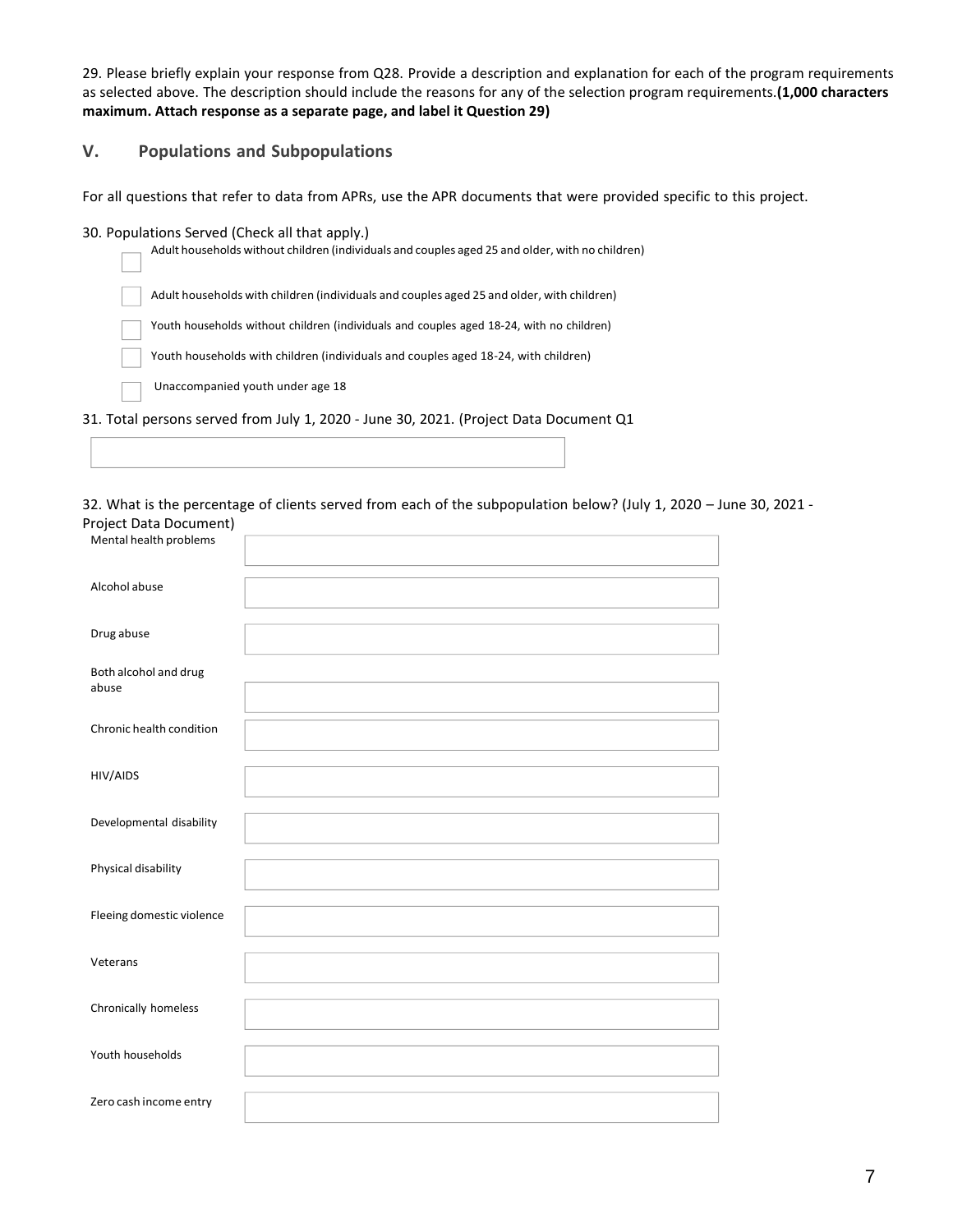29. Please briefly explain your response from Q28. Provide a description and explanation for each of the program requirements as selected above. The description should include the reasons for any of the selection program requirements. **(1,000 characters maximum. Attach response as a separate page, and label it Question 29)**

## V. Populations and Subpopulations

For all questions that refer to data from APRs, use the APR documents that were provided specific to this project.

30. Populations Served (Check all that apply.)

- ☐ Adult households without children (individuals and couples aged 25 and older, with no children)
- ☐ Adult households with children (individuals and couples aged 25 and older, with children)
- ☐ Youth households without children (individuals and couples aged 18-24, with no children)
- ☐ Youth households with children (individuals and couples aged 18-24, with children)
- ☐ Unaccompanied youth under age 18

31. Total persons served from July 1, 2020 - June 30, 2021. (Project Data Document Q1

| |
|---|
| |

32. What is the percentage of clients served from each of the subpopulation below? (July 1, 2020 – June 30, 2021 - Project Data Document)

| | |
|---|---|
| Mental health problems | |
| Alcohol abuse | |
| Drug abuse | |
| Both alcohol and drug abuse | |
| Chronic health condition | |
| HIV/AIDS | |
| Developmental disability | |
| Physical disability | |
| Fleeing domestic violence | |
| Veterans | |
| Chronically homeless | |
| Youth households | |
| Zero cash income entry | |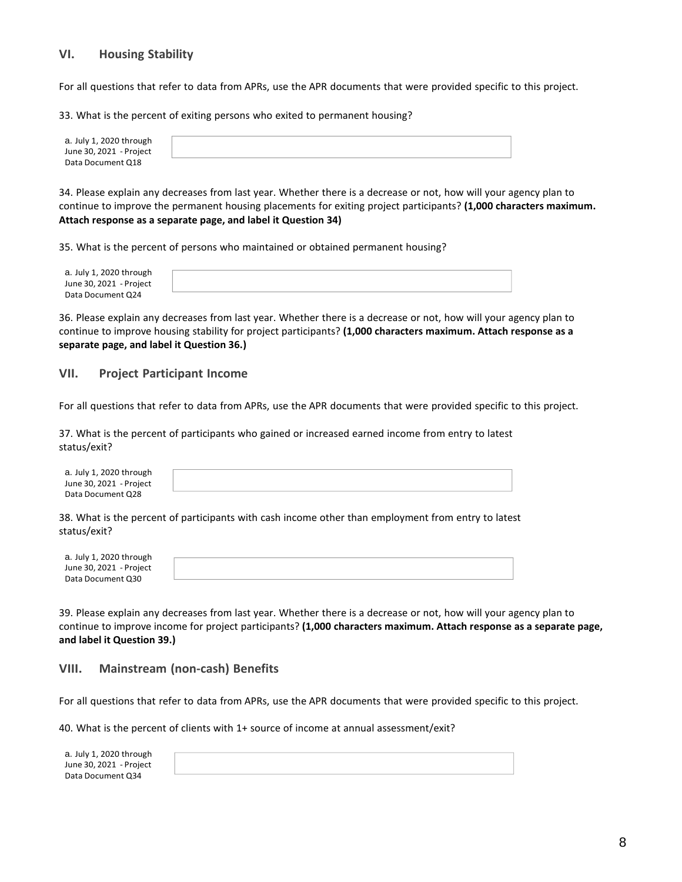## VI. Housing Stability

For all questions that refer to data from APRs, use the APR documents that were provided specific to this project.

33. What is the percent of exiting persons who exited to permanent housing?

| a. July 1, 2020 through June 30, 2021 - Project Data Document Q18 | |
|---|---|

34. Please explain any decreases from last year. Whether there is a decrease or not, how will your agency plan to continue to improve the permanent housing placements for exiting project participants? **(1,000 characters maximum. Attach response as a separate page, and label it Question 34)**

35. What is the percent of persons who maintained or obtained permanent housing?

| a. July 1, 2020 through June 30, 2021 - Project Data Document Q24 | |
|---|---|

36. Please explain any decreases from last year. Whether there is a decrease or not, how will your agency plan to continue to improve housing stability for project participants? **(1,000 characters maximum. Attach response as a separate page, and label it Question 36.)**

## VII. Project Participant Income

For all questions that refer to data from APRs, use the APR documents that were provided specific to this project.

37. What is the percent of participants who gained or increased earned income from entry to latest status/exit?

| a. July 1, 2020 through June 30, 2021 - Project Data Document Q28 | |
|---|---|

38. What is the percent of participants with cash income other than employment from entry to latest status/exit?

| a. July 1, 2020 through June 30, 2021 - Project Data Document Q30 | |
|---|---|

39. Please explain any decreases from last year. Whether there is a decrease or not, how will your agency plan to continue to improve income for project participants? **(1,000 characters maximum. Attach response as a separate page, and label it Question 39.)**

## VIII. Mainstream (non-cash) Benefits

For all questions that refer to data from APRs, use the APR documents that were provided specific to this project.

40. What is the percent of clients with 1+ source of income at annual assessment/exit?

| a. July 1, 2020 through June 30, 2021 - Project Data Document Q34 | |
|---|---|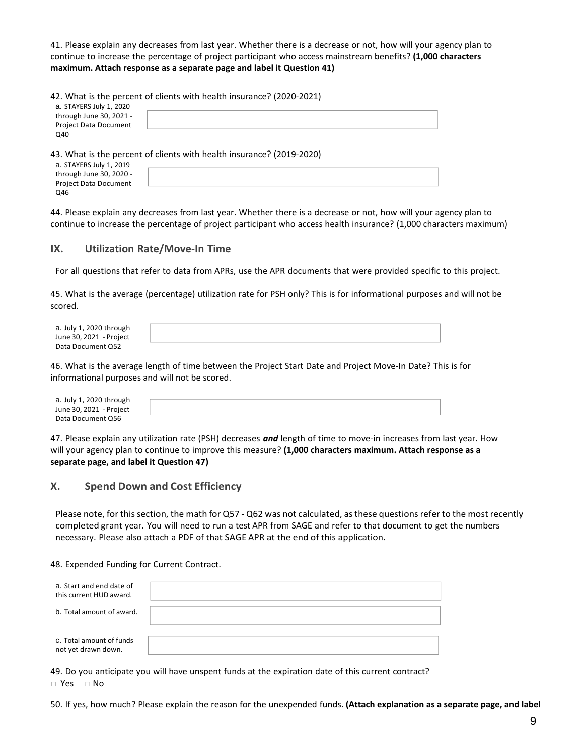41. Please explain any decreases from last year. Whether there is a decrease or not, how will your agency plan to continue to increase the percentage of project participant who access mainstream benefits? **(1,000 characters maximum. Attach response as a separate page and label it Question 41)**

42. What is the percent of clients with health insurance? (2020-2021)

| a. STAYERS July 1, 2020 through June 30, 2021 - Project Data Document Q40 | |
|---|---|

43. What is the percent of clients with health insurance? (2019-2020)

| a. STAYERS July 1, 2019 through June 30, 2020 - Project Data Document Q46 | |
|---|---|

44. Please explain any decreases from last year. Whether there is a decrease or not, how will your agency plan to continue to increase the percentage of project participant who access health insurance? (1,000 characters maximum)

## IX. Utilization Rate/Move-In Time

For all questions that refer to data from APRs, use the APR documents that were provided specific to this project.

45. What is the average (percentage) utilization rate for PSH only? This is for informational purposes and will not be scored.

| a. July 1, 2020 through June 30, 2021 - Project Data Document Q52 | |
|---|---|

46. What is the average length of time between the Project Start Date and Project Move-In Date? This is for informational purposes and will not be scored.

| a. July 1, 2020 through June 30, 2021 - Project Data Document Q56 | |
|---|---|

47. Please explain any utilization rate (PSH) decreases ***and*** length of time to move-in increases from last year. How will your agency plan to continue to improve this measure? **(1,000 characters maximum. Attach response as a separate page, and label it Question 47)**

## X. Spend Down and Cost Efficiency

Please note, for this section, the math for Q57 - Q62 was not calculated, as these questions refer to the most recently completed grant year. You will need to run a test APR from SAGE and refer to that document to get the numbers necessary. Please also attach a PDF of that SAGE APR at the end of this application.

48. Expended Funding for Current Contract.

| a. Start and end date of this current HUD award. | |
|---|---|
| b. Total amount of award. | |
| c. Total amount of funds not yet drawn down. | |

49. Do you anticipate you will have unspent funds at the expiration date of this current contract?

□ Yes □ No

50. If yes, how much? Please explain the reason for the unexpended funds. **(Attach explanation as a separate page, and label**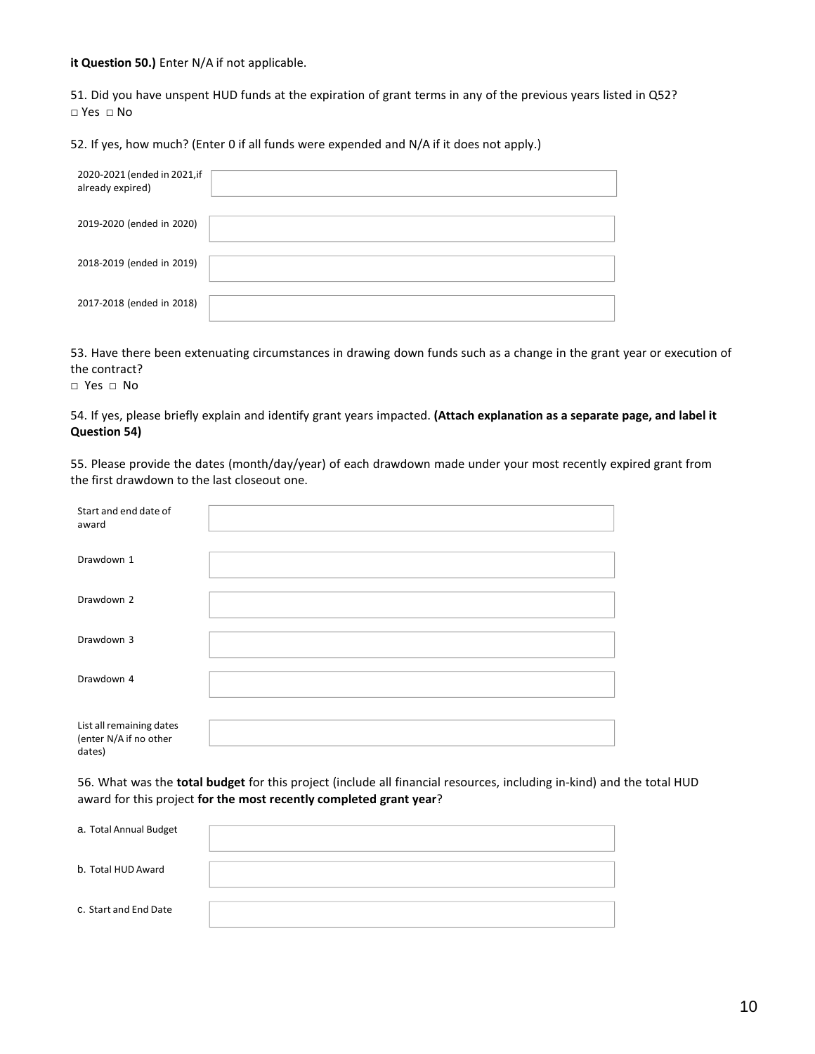**it Question 50.)** Enter N/A if not applicable.

51. Did you have unspent HUD funds at the expiration of grant terms in any of the previous years listed in Q52?
□ Yes □ No

52. If yes, how much? (Enter 0 if all funds were expended and N/A if it does not apply.)

| | |
|---|---|
| 2020-2021 (ended in 2021, if already expired) | |
| 2019-2020 (ended in 2020) | |
| 2018-2019 (ended in 2019) | |
| 2017-2018 (ended in 2018) | |

53. Have there been extenuating circumstances in drawing down funds such as a change in the grant year or execution of the contract?
□ Yes □ No

54. If yes, please briefly explain and identify grant years impacted. **(Attach explanation as a separate page, and label it Question 54)**

55. Please provide the dates (month/day/year) of each drawdown made under your most recently expired grant from the first drawdown to the last closeout one.

| | |
|---|---|
| Start and end date of award | |
| Drawdown 1 | |
| Drawdown 2 | |
| Drawdown 3 | |
| Drawdown 4 | |
| List all remaining dates (enter N/A if no other dates) | |

56. What was the **total budget** for this project (include all financial resources, including in-kind) and the total HUD award for this project **for the most recently completed grant year**?

| | |
|---|---|
| a. Total Annual Budget | |
| b. Total HUD Award | |
| c. Start and End Date | |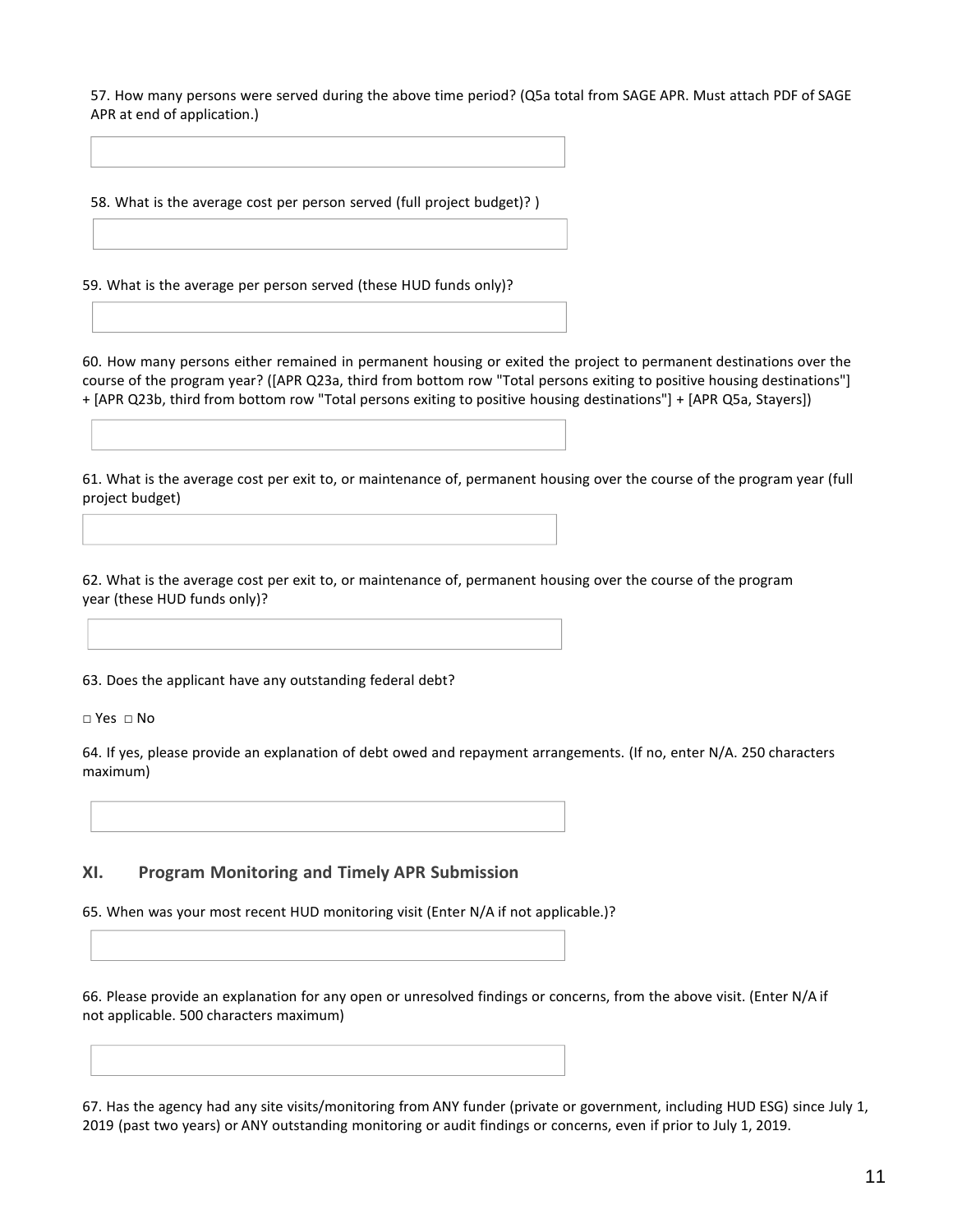57. How many persons were served during the above time period? (Q5a total from SAGE APR. Must attach PDF of SAGE APR at end of application.)

58. What is the average cost per person served (full project budget)? )

59. What is the average per person served (these HUD funds only)?

60. How many persons either remained in permanent housing or exited the project to permanent destinations over the course of the program year? ([APR Q23a, third from bottom row "Total persons exiting to positive housing destinations"] + [APR Q23b, third from bottom row "Total persons exiting to positive housing destinations"] + [APR Q5a, Stayers])

61. What is the average cost per exit to, or maintenance of, permanent housing over the course of the program year (full project budget)

62. What is the average cost per exit to, or maintenance of, permanent housing over the course of the program year (these HUD funds only)?

63. Does the applicant have any outstanding federal debt?

□ Yes □ No

64. If yes, please provide an explanation of debt owed and repayment arrangements. (If no, enter N/A. 250 characters maximum)

## XI. Program Monitoring and Timely APR Submission

65. When was your most recent HUD monitoring visit (Enter N/A if not applicable.)?

66. Please provide an explanation for any open or unresolved findings or concerns, from the above visit. (Enter N/A if not applicable. 500 characters maximum)

67. Has the agency had any site visits/monitoring from ANY funder (private or government, including HUD ESG) since July 1, 2019 (past two years) or ANY outstanding monitoring or audit findings or concerns, even if prior to July 1, 2019.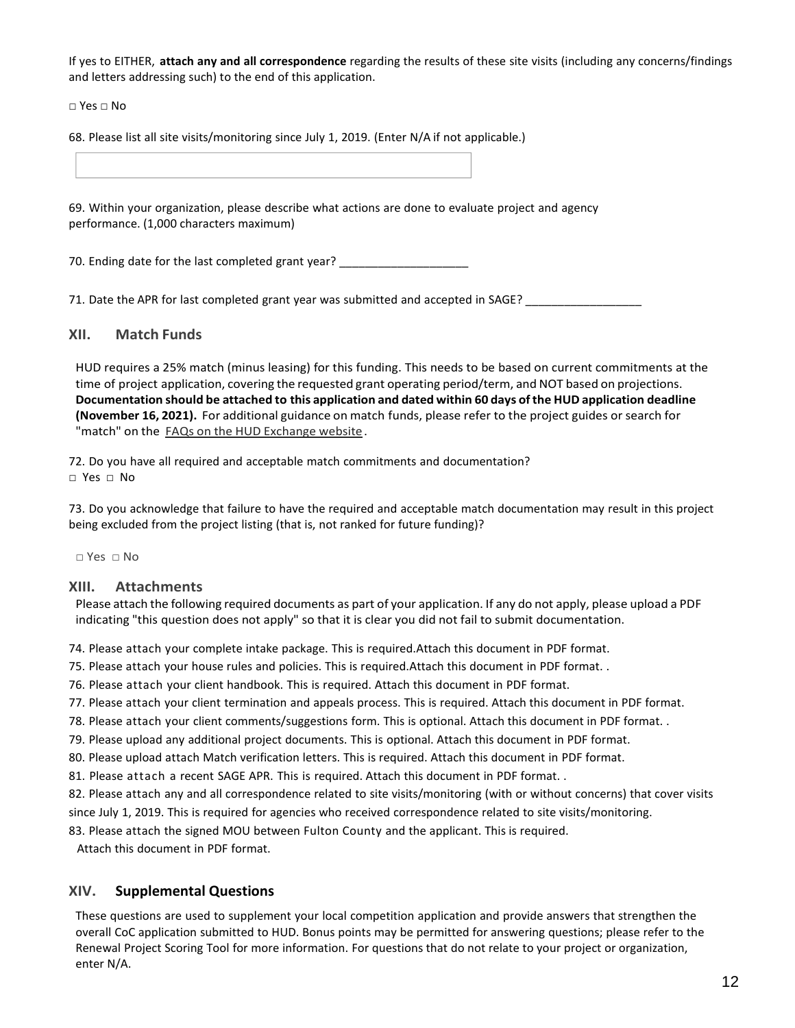If yes to EITHER, **attach any and all correspondence** regarding the results of these site visits (including any concerns/findings and letters addressing such) to the end of this application.

□ Yes □ No

68. Please list all site visits/monitoring since July 1, 2019. (Enter N/A if not applicable.)

69. Within your organization, please describe what actions are done to evaluate project and agency performance. (1,000 characters maximum)

70. Ending date for the last completed grant year? ____________________

71. Date the APR for last completed grant year was submitted and accepted in SAGE? __________________

## XII. Match Funds

HUD requires a 25% match (minus leasing) for this funding. This needs to be based on current commitments at the time of project application, covering the requested grant operating period/term, and NOT based on projections. **Documentation should be attached to this application and dated within 60 days of the HUD application deadline (November 16, 2021).** For additional guidance on match funds, please refer to the project guides or search for "match" on the FAQs on the HUD Exchange website.

72. Do you have all required and acceptable match commitments and documentation?
□ Yes □ No

73. Do you acknowledge that failure to have the required and acceptable match documentation may result in this project being excluded from the project listing (that is, not ranked for future funding)?

□ Yes □ No

## XIII. Attachments

Please attach the following required documents as part of your application. If any do not apply, please upload a PDF indicating "this question does not apply" so that it is clear you did not fail to submit documentation.

74. Please attach your complete intake package. This is required.Attach this document in PDF format.

75. Please attach your house rules and policies. This is required.Attach this document in PDF format. .

76. Please attach your client handbook. This is required. Attach this document in PDF format.

77. Please attach your client termination and appeals process. This is required. Attach this document in PDF format.

78. Please attach your client comments/suggestions form. This is optional. Attach this document in PDF format. .

79. Please upload any additional project documents. This is optional. Attach this document in PDF format.

80. Please upload attach Match verification letters. This is required. Attach this document in PDF format.

81. Please attach a recent SAGE APR. This is required. Attach this document in PDF format. .

82. Please attach any and all correspondence related to site visits/monitoring (with or without concerns) that cover visits since July 1, 2019. This is required for agencies who received correspondence related to site visits/monitoring.

83. Please attach the signed MOU between Fulton County and the applicant. This is required. Attach this document in PDF format.

## XIV. Supplemental Questions

These questions are used to supplement your local competition application and provide answers that strengthen the overall CoC application submitted to HUD. Bonus points may be permitted for answering questions; please refer to the Renewal Project Scoring Tool for more information. For questions that do not relate to your project or organization, enter N/A.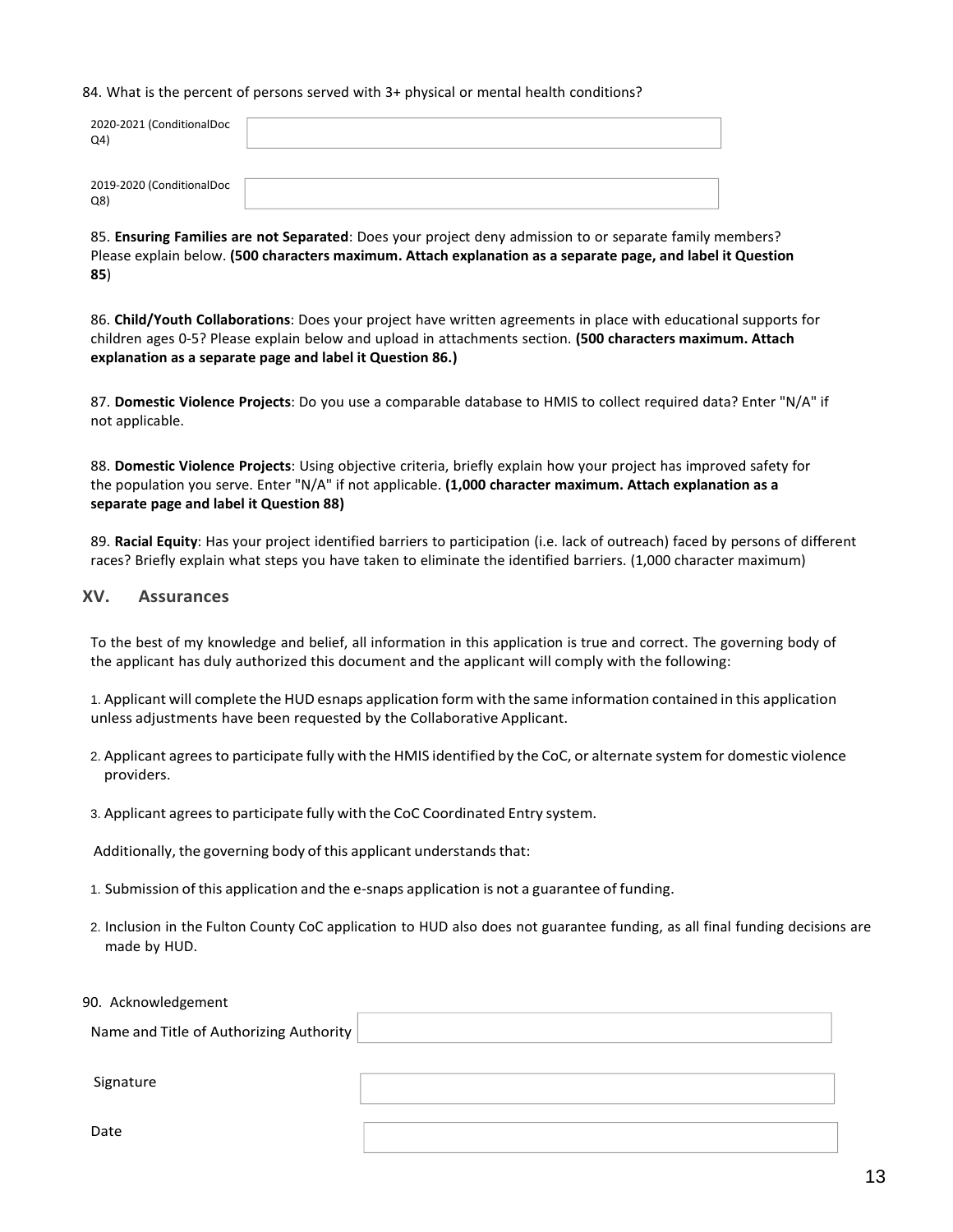84. What is the percent of persons served with 3+ physical or mental health conditions?

| | |
|---|---|
| 2020-2021 (ConditionalDoc Q4) | |
| 2019-2020 (ConditionalDoc Q8) | |

85. **Ensuring Families are not Separated**: Does your project deny admission to or separate family members? Please explain below. **(500 characters maximum. Attach explanation as a separate page, and label it Question 85**)

86. **Child/Youth Collaborations**: Does your project have written agreements in place with educational supports for children ages 0-5? Please explain below and upload in attachments section. **(500 characters maximum. Attach explanation as a separate page and label it Question 86.)**

87. **Domestic Violence Projects**: Do you use a comparable database to HMIS to collect required data? Enter "N/A" if not applicable.

88. **Domestic Violence Projects**: Using objective criteria, briefly explain how your project has improved safety for the population you serve. Enter "N/A" if not applicable. **(1,000 character maximum. Attach explanation as a separate page and label it Question 88)**

89. **Racial Equity**: Has your project identified barriers to participation (i.e. lack of outreach) faced by persons of different races? Briefly explain what steps you have taken to eliminate the identified barriers. (1,000 character maximum)

## XV. Assurances

To the best of my knowledge and belief, all information in this application is true and correct. The governing body of the applicant has duly authorized this document and the applicant will comply with the following:

1. Applicant will complete the HUD esnaps application form with the same information contained in this application unless adjustments have been requested by the Collaborative Applicant.
2. Applicant agrees to participate fully with the HMIS identified by the CoC, or alternate system for domestic violence providers.
3. Applicant agrees to participate fully with the CoC Coordinated Entry system.

Additionally, the governing body of this applicant understands that:

1. Submission of this application and the e-snaps application is not a guarantee of funding.
2. Inclusion in the Fulton County CoC application to HUD also does not guarantee funding, as all final funding decisions are made by HUD.

90. Acknowledgement

| | |
|---|---|
| Name and Title of Authorizing Authority | |
| Signature | |
| Date | |